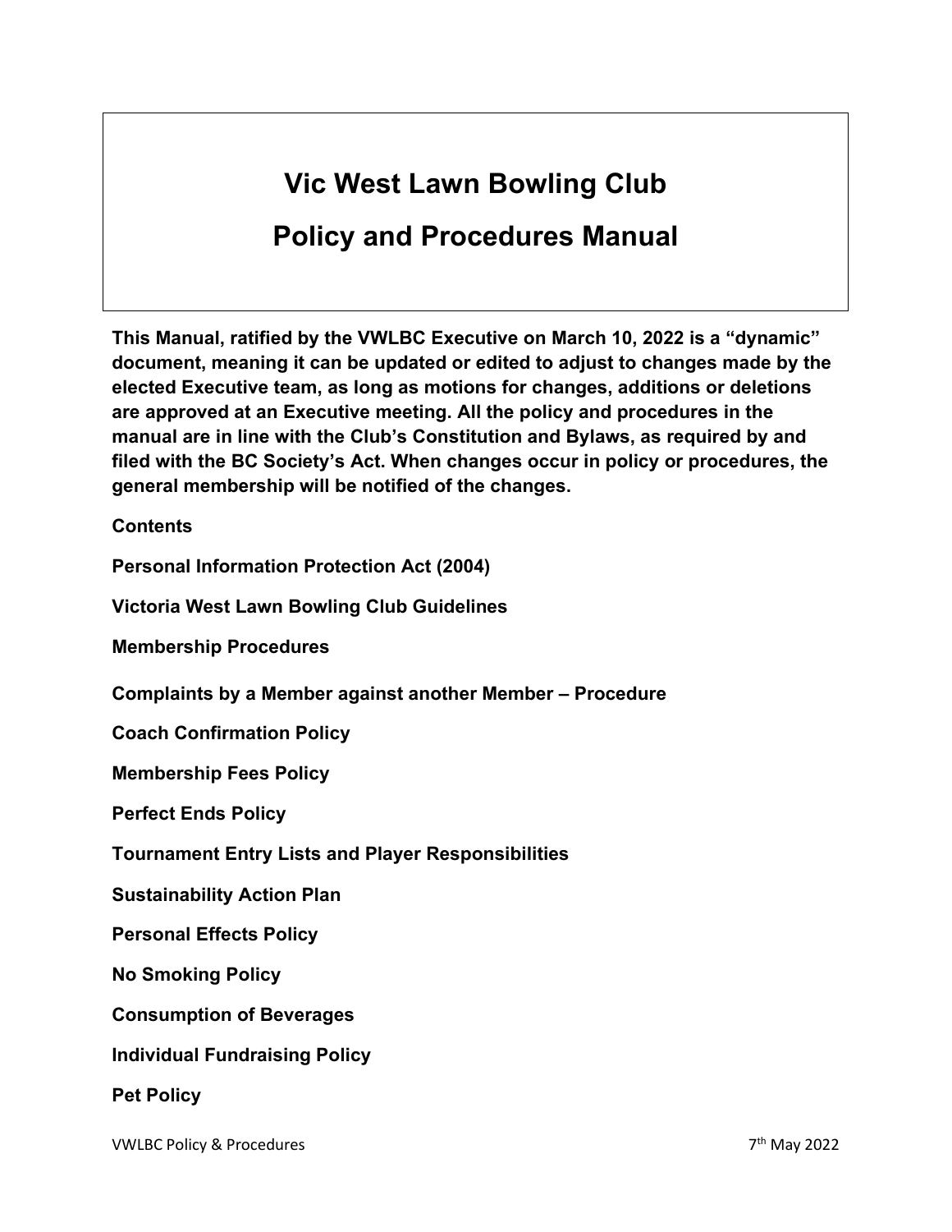# Vic West Lawn Bowling Club

# Policy and Procedures Manual

**This Manual, ratified by the VWLBC Executive on March 10, 2022 is a "dynamic" document, meaning it can be updated or edited to adjust to changes made by the elected Executive team, as long as motions for changes, additions or deletions are approved at an Executive meeting. All the policy and procedures in the manual are in line with the Club's Constitution and Bylaws, as required by and filed with the BC Society's Act. When changes occur in policy or procedures, the general membership will be notified of the changes.**

**Contents**

**Personal Information Protection Act (2004)**

**Victoria West Lawn Bowling Club Guidelines**

**Membership Procedures**

**Complaints by a Member against another Member – Procedure**

**Coach Confirmation Policy**

**Membership Fees Policy**

**Perfect Ends Policy**

**Tournament Entry Lists and Player Responsibilities**

**Sustainability Action Plan**

**Personal Effects Policy**

**No Smoking Policy**

**Consumption of Beverages**

**Individual Fundraising Policy**

**Pet Policy**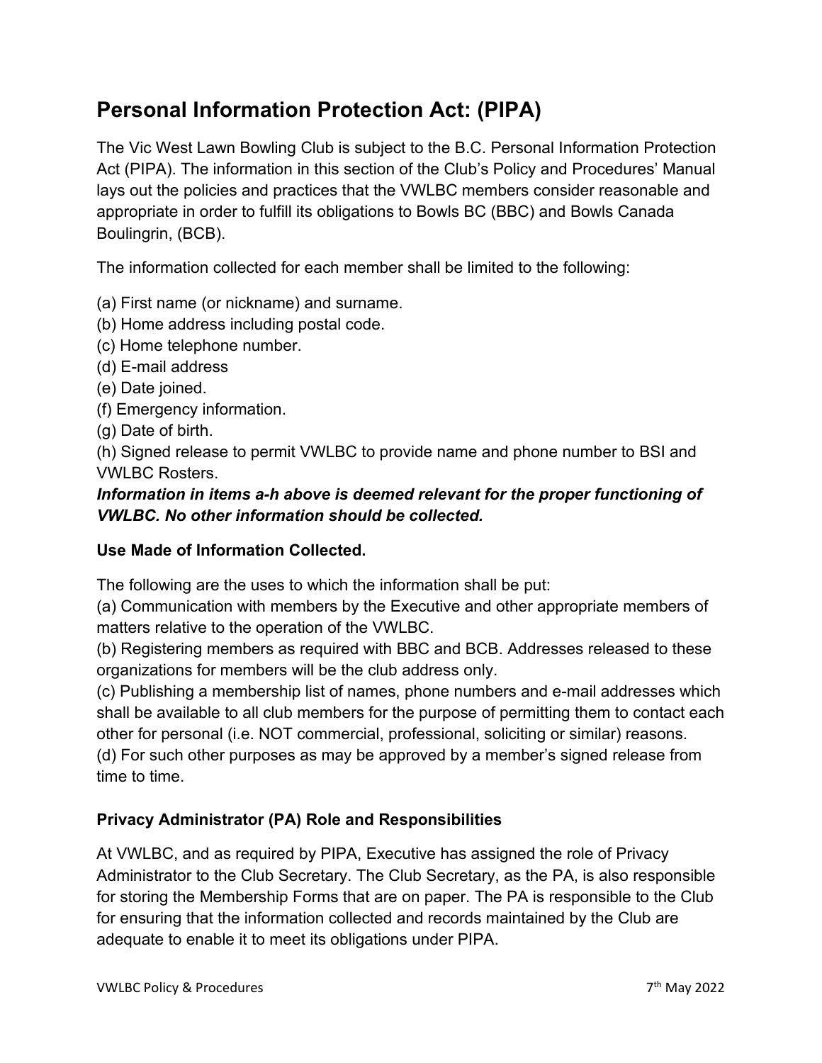# Personal Information Protection Act: (PIPA)

The Vic West Lawn Bowling Club is subject to the B.C. Personal Information Protection Act (PIPA). The information in this section of the Club's Policy and Procedures' Manual lays out the policies and practices that the VWLBC members consider reasonable and appropriate in order to fulfill its obligations to Bowls BC (BBC) and Bowls Canada Boulingrin, (BCB).

The information collected for each member shall be limited to the following:

(a) First name (or nickname) and surname.
(b) Home address including postal code.
(c) Home telephone number.
(d) E-mail address
(e) Date joined.
(f) Emergency information.
(g) Date of birth.
(h) Signed release to permit VWLBC to provide name and phone number to BSI and VWLBC Rosters.

***Information in items a-h above is deemed relevant for the proper functioning of VWLBC. No other information should be collected.***

### Use Made of Information Collected.

The following are the uses to which the information shall be put:
(a) Communication with members by the Executive and other appropriate members of matters relative to the operation of the VWLBC.
(b) Registering members as required with BBC and BCB. Addresses released to these organizations for members will be the club address only.
(c) Publishing a membership list of names, phone numbers and e-mail addresses which shall be available to all club members for the purpose of permitting them to contact each other for personal (i.e. NOT commercial, professional, soliciting or similar) reasons.
(d) For such other purposes as may be approved by a member's signed release from time to time.

### Privacy Administrator (PA) Role and Responsibilities

At VWLBC, and as required by PIPA, Executive has assigned the role of Privacy Administrator to the Club Secretary. The Club Secretary, as the PA, is also responsible for storing the Membership Forms that are on paper. The PA is responsible to the Club for ensuring that the information collected and records maintained by the Club are adequate to enable it to meet its obligations under PIPA.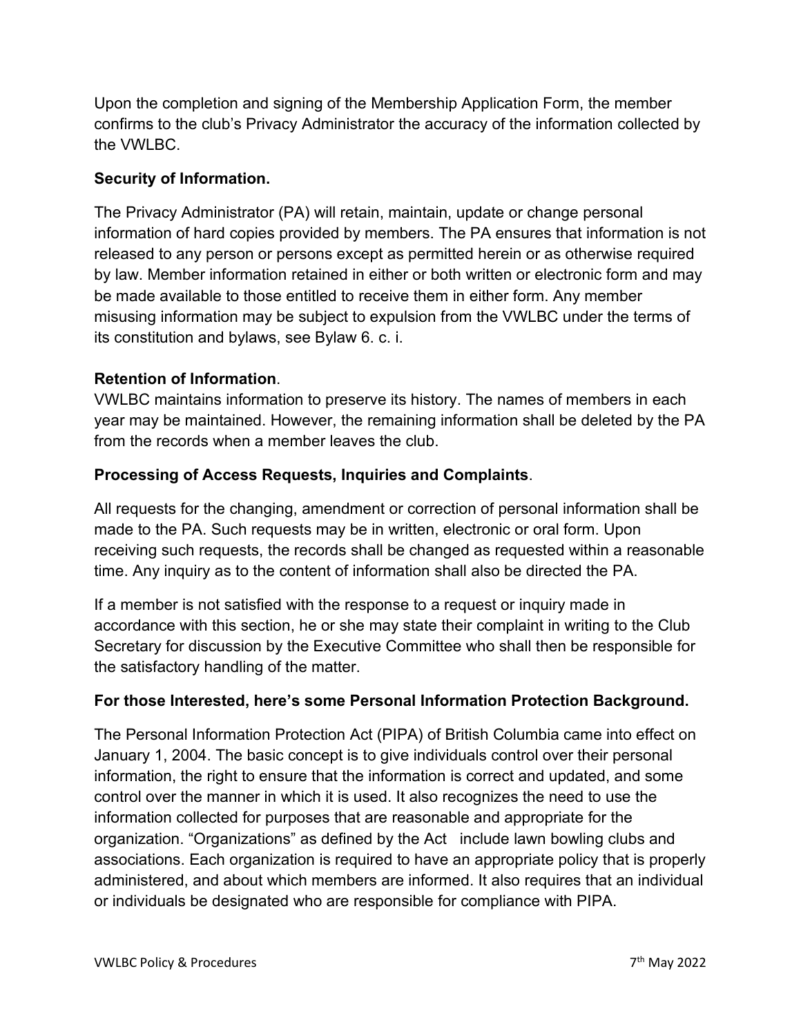Upon the completion and signing of the Membership Application Form, the member confirms to the club's Privacy Administrator the accuracy of the information collected by the VWLBC.

**Security of Information.**

The Privacy Administrator (PA) will retain, maintain, update or change personal information of hard copies provided by members. The PA ensures that information is not released to any person or persons except as permitted herein or as otherwise required by law. Member information retained in either or both written or electronic form and may be made available to those entitled to receive them in either form. Any member misusing information may be subject to expulsion from the VWLBC under the terms of its constitution and bylaws, see Bylaw 6. c. i.

**Retention of Information**.

VWLBC maintains information to preserve its history. The names of members in each year may be maintained. However, the remaining information shall be deleted by the PA from the records when a member leaves the club.

**Processing of Access Requests, Inquiries and Complaints**.

All requests for the changing, amendment or correction of personal information shall be made to the PA. Such requests may be in written, electronic or oral form. Upon receiving such requests, the records shall be changed as requested within a reasonable time. Any inquiry as to the content of information shall also be directed the PA.

If a member is not satisfied with the response to a request or inquiry made in accordance with this section, he or she may state their complaint in writing to the Club Secretary for discussion by the Executive Committee who shall then be responsible for the satisfactory handling of the matter.

**For those Interested, here's some Personal Information Protection Background.**

The Personal Information Protection Act (PIPA) of British Columbia came into effect on January 1, 2004. The basic concept is to give individuals control over their personal information, the right to ensure that the information is correct and updated, and some control over the manner in which it is used. It also recognizes the need to use the information collected for purposes that are reasonable and appropriate for the organization. "Organizations" as defined by the Act include lawn bowling clubs and associations. Each organization is required to have an appropriate policy that is properly administered, and about which members are informed. It also requires that an individual or individuals be designated who are responsible for compliance with PIPA.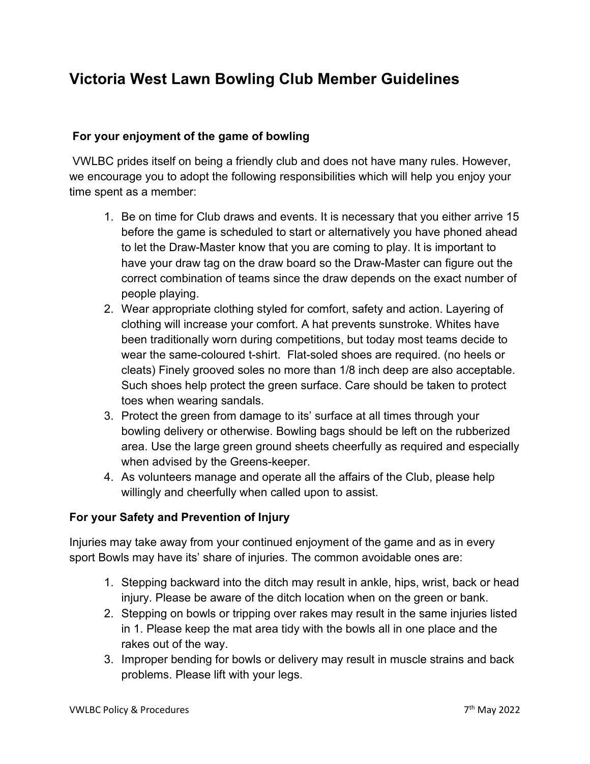# Victoria West Lawn Bowling Club Member Guidelines

### For your enjoyment of the game of bowling

VWLBC prides itself on being a friendly club and does not have many rules. However, we encourage you to adopt the following responsibilities which will help you enjoy your time spent as a member:

1. Be on time for Club draws and events. It is necessary that you either arrive 15 before the game is scheduled to start or alternatively you have phoned ahead to let the Draw-Master know that you are coming to play. It is important to have your draw tag on the draw board so the Draw-Master can figure out the correct combination of teams since the draw depends on the exact number of people playing.
2. Wear appropriate clothing styled for comfort, safety and action. Layering of clothing will increase your comfort. A hat prevents sunstroke. Whites have been traditionally worn during competitions, but today most teams decide to wear the same-coloured t-shirt. Flat-soled shoes are required. (no heels or cleats) Finely grooved soles no more than 1/8 inch deep are also acceptable. Such shoes help protect the green surface. Care should be taken to protect toes when wearing sandals.
3. Protect the green from damage to its' surface at all times through your bowling delivery or otherwise. Bowling bags should be left on the rubberized area. Use the large green ground sheets cheerfully as required and especially when advised by the Greens-keeper.
4. As volunteers manage and operate all the affairs of the Club, please help willingly and cheerfully when called upon to assist.

### For your Safety and Prevention of Injury

Injuries may take away from your continued enjoyment of the game and as in every sport Bowls may have its' share of injuries. The common avoidable ones are:

1. Stepping backward into the ditch may result in ankle, hips, wrist, back or head injury. Please be aware of the ditch location when on the green or bank.
2. Stepping on bowls or tripping over rakes may result in the same injuries listed in 1. Please keep the mat area tidy with the bowls all in one place and the rakes out of the way.
3. Improper bending for bowls or delivery may result in muscle strains and back problems. Please lift with your legs.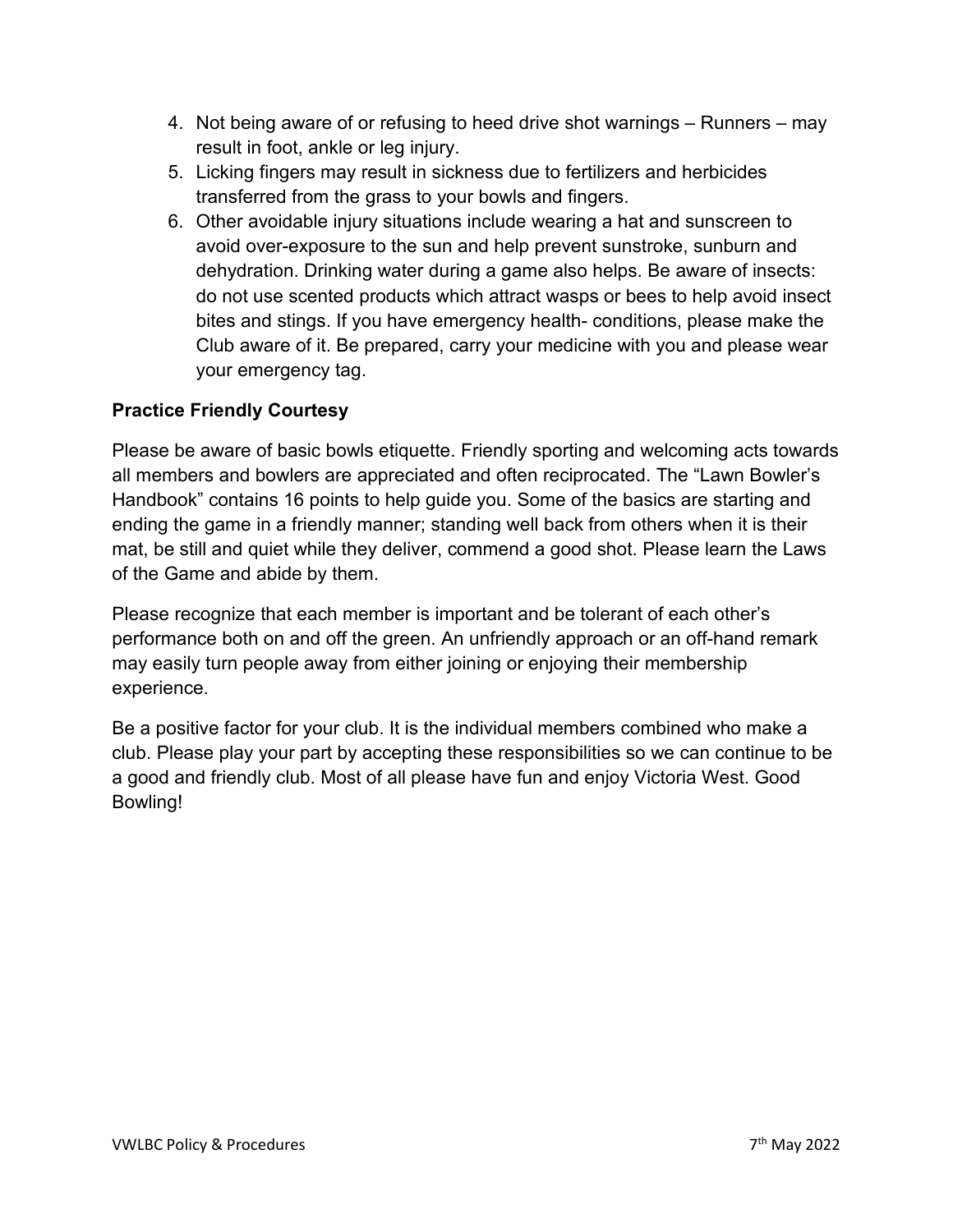4. Not being aware of or refusing to heed drive shot warnings – Runners – may result in foot, ankle or leg injury.
5. Licking fingers may result in sickness due to fertilizers and herbicides transferred from the grass to your bowls and fingers.
6. Other avoidable injury situations include wearing a hat and sunscreen to avoid over-exposure to the sun and help prevent sunstroke, sunburn and dehydration. Drinking water during a game also helps. Be aware of insects: do not use scented products which attract wasps or bees to help avoid insect bites and stings. If you have emergency health- conditions, please make the Club aware of it. Be prepared, carry your medicine with you and please wear your emergency tag.

**Practice Friendly Courtesy**

Please be aware of basic bowls etiquette. Friendly sporting and welcoming acts towards all members and bowlers are appreciated and often reciprocated. The "Lawn Bowler's Handbook" contains 16 points to help guide you. Some of the basics are starting and ending the game in a friendly manner; standing well back from others when it is their mat, be still and quiet while they deliver, commend a good shot. Please learn the Laws of the Game and abide by them.

Please recognize that each member is important and be tolerant of each other's performance both on and off the green. An unfriendly approach or an off-hand remark may easily turn people away from either joining or enjoying their membership experience.

Be a positive factor for your club. It is the individual members combined who make a club. Please play your part by accepting these responsibilities so we can continue to be a good and friendly club. Most of all please have fun and enjoy Victoria West. Good Bowling!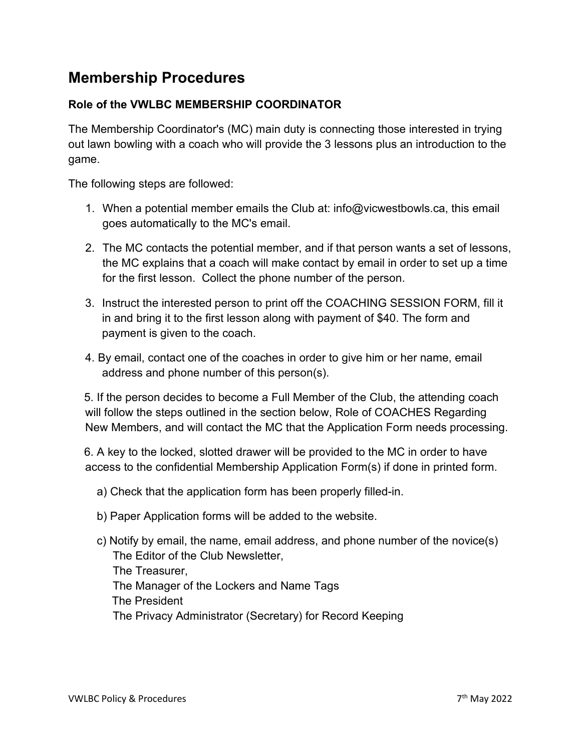## Membership Procedures

### Role of the VWLBC MEMBERSHIP COORDINATOR

The Membership Coordinator's (MC) main duty is connecting those interested in trying out lawn bowling with a coach who will provide the 3 lessons plus an introduction to the game.

The following steps are followed:

1. When a potential member emails the Club at: info@vicwestbowls.ca, this email goes automatically to the MC's email.
2. The MC contacts the potential member, and if that person wants a set of lessons, the MC explains that a coach will make contact by email in order to set up a time for the first lesson. Collect the phone number of the person.
3. Instruct the interested person to print off the COACHING SESSION FORM, fill it in and bring it to the first lesson along with payment of $40. The form and payment is given to the coach.
4. By email, contact one of the coaches in order to give him or her name, email address and phone number of this person(s).
5. If the person decides to become a Full Member of the Club, the attending coach will follow the steps outlined in the section below, Role of COACHES Regarding New Members, and will contact the MC that the Application Form needs processing.
6. A key to the locked, slotted drawer will be provided to the MC in order to have access to the confidential Membership Application Form(s) if done in printed form.
   a) Check that the application form has been properly filled-in.
   b) Paper Application forms will be added to the website.
   c) Notify by email, the name, email address, and phone number of the novice(s)
      The Editor of the Club Newsletter,
      The Treasurer,
      The Manager of the Lockers and Name Tags
      The President
      The Privacy Administrator (Secretary) for Record Keeping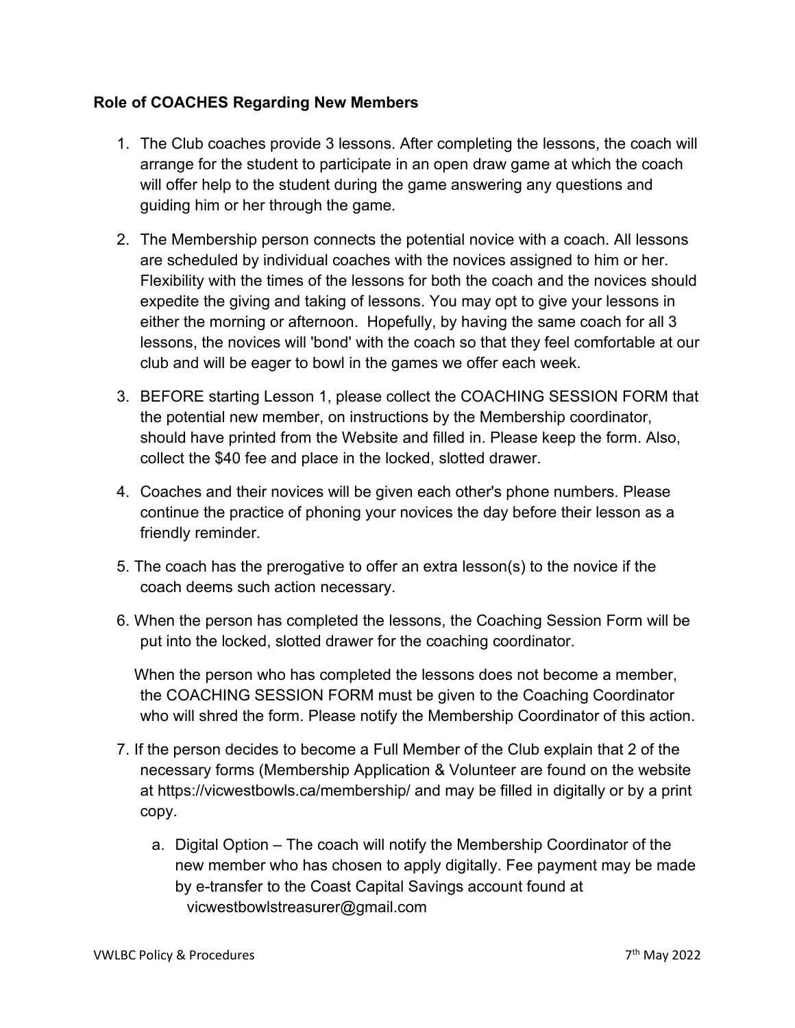**Role of COACHES Regarding New Members**

1. The Club coaches provide 3 lessons. After completing the lessons, the coach will arrange for the student to participate in an open draw game at which the coach will offer help to the student during the game answering any questions and guiding him or her through the game.

2. The Membership person connects the potential novice with a coach. All lessons are scheduled by individual coaches with the novices assigned to him or her. Flexibility with the times of the lessons for both the coach and the novices should expedite the giving and taking of lessons. You may opt to give your lessons in either the morning or afternoon. Hopefully, by having the same coach for all 3 lessons, the novices will 'bond' with the coach so that they feel comfortable at our club and will be eager to bowl in the games we offer each week.

3. BEFORE starting Lesson 1, please collect the COACHING SESSION FORM that the potential new member, on instructions by the Membership coordinator, should have printed from the Website and filled in. Please keep the form. Also, collect the $40 fee and place in the locked, slotted drawer.

4. Coaches and their novices will be given each other's phone numbers. Please continue the practice of phoning your novices the day before their lesson as a friendly reminder.

5. The coach has the prerogative to offer an extra lesson(s) to the novice if the coach deems such action necessary.

6. When the person has completed the lessons, the Coaching Session Form will be put into the locked, slotted drawer for the coaching coordinator.

   When the person who has completed the lessons does not become a member, the COACHING SESSION FORM must be given to the Coaching Coordinator who will shred the form. Please notify the Membership Coordinator of this action.

7. If the person decides to become a Full Member of the Club explain that 2 of the necessary forms (Membership Application & Volunteer are found on the website at https://vicwestbowls.ca/membership/ and may be filled in digitally or by a print copy.

   a. Digital Option – The coach will notify the Membership Coordinator of the new member who has chosen to apply digitally. Fee payment may be made by e-transfer to the Coast Capital Savings account found at vicwestbowlstreasurer@gmail.com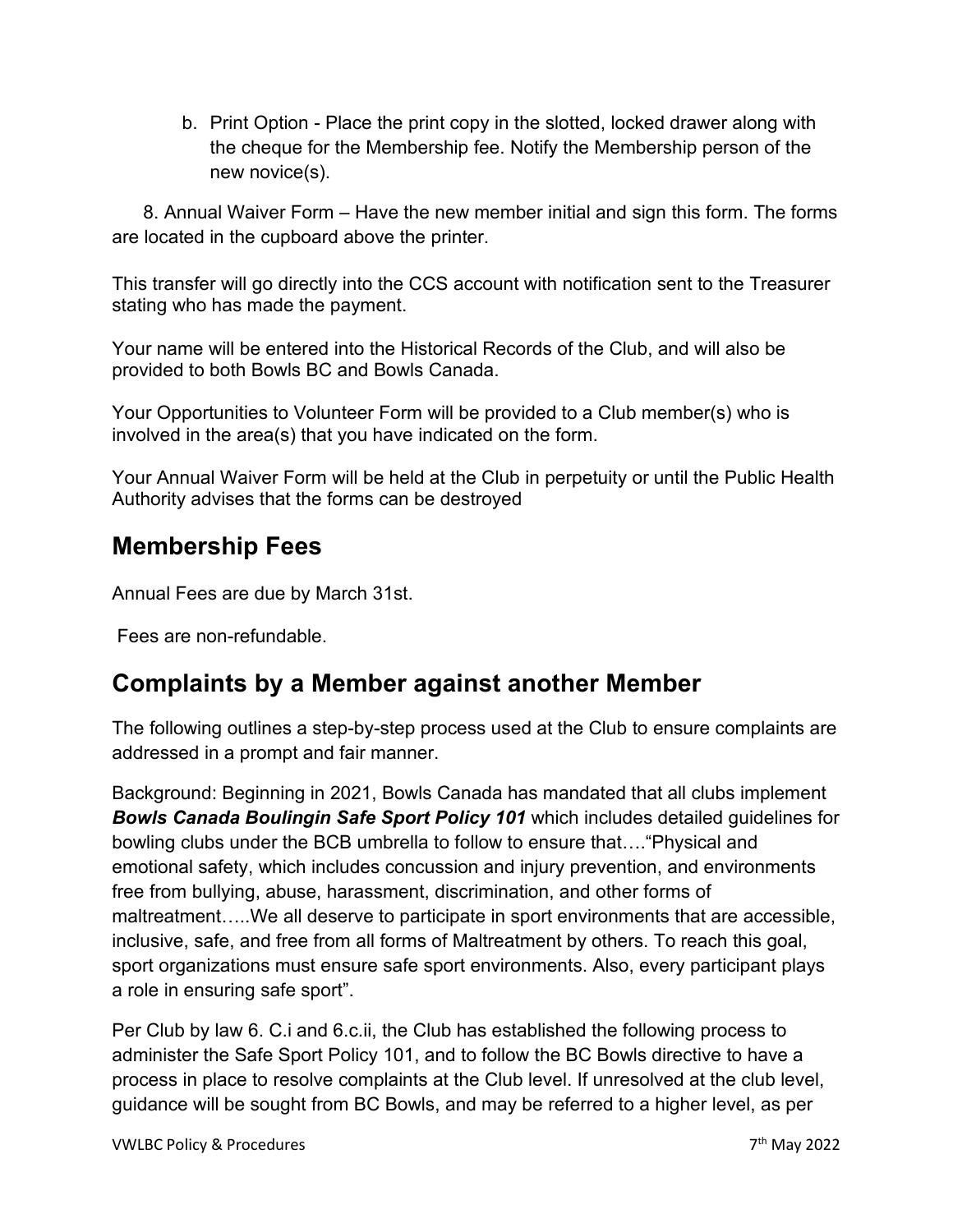b. Print Option - Place the print copy in the slotted, locked drawer along with the cheque for the Membership fee. Notify the Membership person of the new novice(s).

8. Annual Waiver Form – Have the new member initial and sign this form. The forms are located in the cupboard above the printer.

This transfer will go directly into the CCS account with notification sent to the Treasurer stating who has made the payment.

Your name will be entered into the Historical Records of the Club, and will also be provided to both Bowls BC and Bowls Canada.

Your Opportunities to Volunteer Form will be provided to a Club member(s) who is involved in the area(s) that you have indicated on the form.

Your Annual Waiver Form will be held at the Club in perpetuity or until the Public Health Authority advises that the forms can be destroyed

## Membership Fees

Annual Fees are due by March 31st.

Fees are non-refundable.

## Complaints by a Member against another Member

The following outlines a step-by-step process used at the Club to ensure complaints are addressed in a prompt and fair manner.

Background: Beginning in 2021, Bowls Canada has mandated that all clubs implement ***Bowls Canada Boulingin Safe Sport Policy 101*** which includes detailed guidelines for bowling clubs under the BCB umbrella to follow to ensure that…."Physical and emotional safety, which includes concussion and injury prevention, and environments free from bullying, abuse, harassment, discrimination, and other forms of maltreatment…..We all deserve to participate in sport environments that are accessible, inclusive, safe, and free from all forms of Maltreatment by others. To reach this goal, sport organizations must ensure safe sport environments. Also, every participant plays a role in ensuring safe sport".

Per Club by law 6. C.i and 6.c.ii, the Club has established the following process to administer the Safe Sport Policy 101, and to follow the BC Bowls directive to have a process in place to resolve complaints at the Club level. If unresolved at the club level, guidance will be sought from BC Bowls, and may be referred to a higher level, as per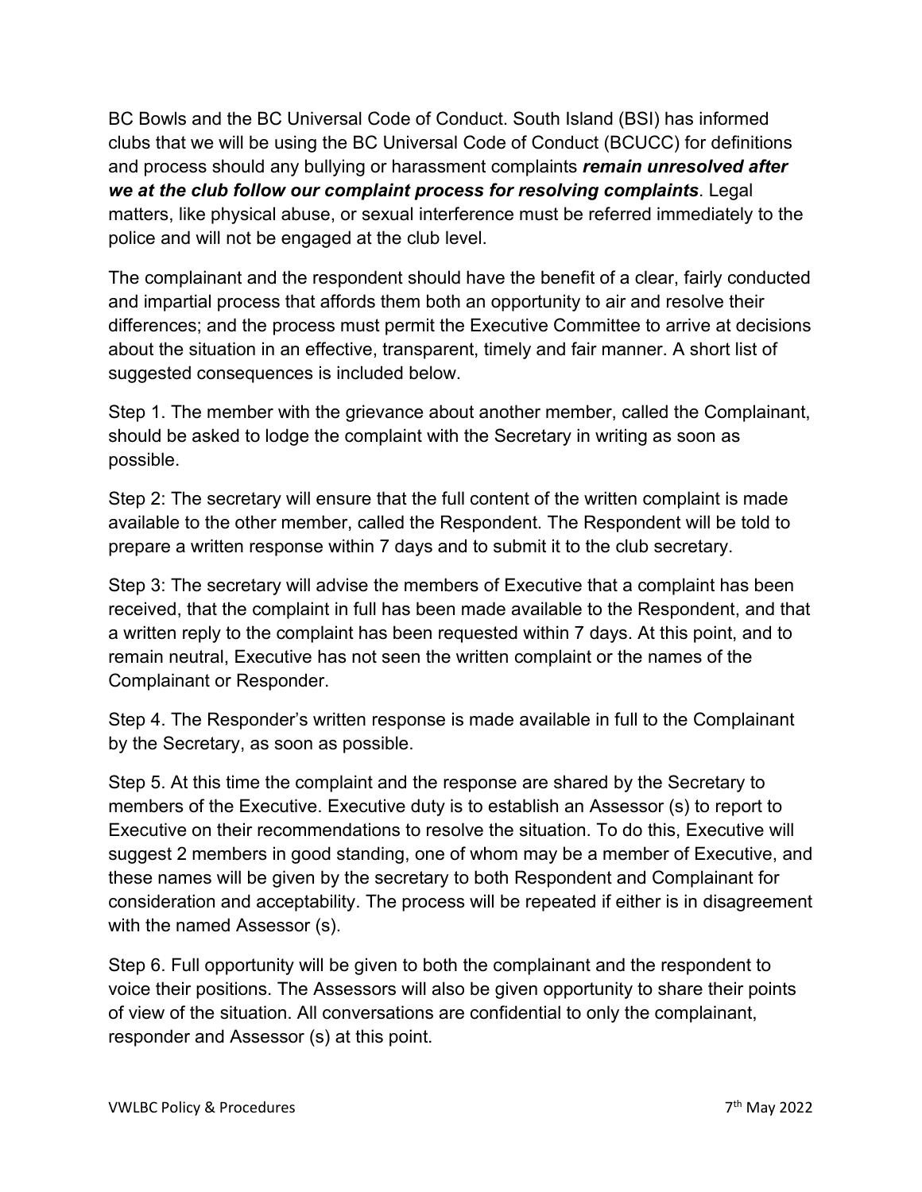BC Bowls and the BC Universal Code of Conduct. South Island (BSI) has informed clubs that we will be using the BC Universal Code of Conduct (BCUCC) for definitions and process should any bullying or harassment complaints ***remain unresolved after we at the club follow our complaint process for resolving complaints***. Legal matters, like physical abuse, or sexual interference must be referred immediately to the police and will not be engaged at the club level.

The complainant and the respondent should have the benefit of a clear, fairly conducted and impartial process that affords them both an opportunity to air and resolve their differences; and the process must permit the Executive Committee to arrive at decisions about the situation in an effective, transparent, timely and fair manner. A short list of suggested consequences is included below.

Step 1. The member with the grievance about another member, called the Complainant, should be asked to lodge the complaint with the Secretary in writing as soon as possible.

Step 2: The secretary will ensure that the full content of the written complaint is made available to the other member, called the Respondent. The Respondent will be told to prepare a written response within 7 days and to submit it to the club secretary.

Step 3: The secretary will advise the members of Executive that a complaint has been received, that the complaint in full has been made available to the Respondent, and that a written reply to the complaint has been requested within 7 days. At this point, and to remain neutral, Executive has not seen the written complaint or the names of the Complainant or Responder.

Step 4. The Responder's written response is made available in full to the Complainant by the Secretary, as soon as possible.

Step 5. At this time the complaint and the response are shared by the Secretary to members of the Executive. Executive duty is to establish an Assessor (s) to report to Executive on their recommendations to resolve the situation. To do this, Executive will suggest 2 members in good standing, one of whom may be a member of Executive, and these names will be given by the secretary to both Respondent and Complainant for consideration and acceptability. The process will be repeated if either is in disagreement with the named Assessor (s).

Step 6. Full opportunity will be given to both the complainant and the respondent to voice their positions. The Assessors will also be given opportunity to share their points of view of the situation. All conversations are confidential to only the complainant, responder and Assessor (s) at this point.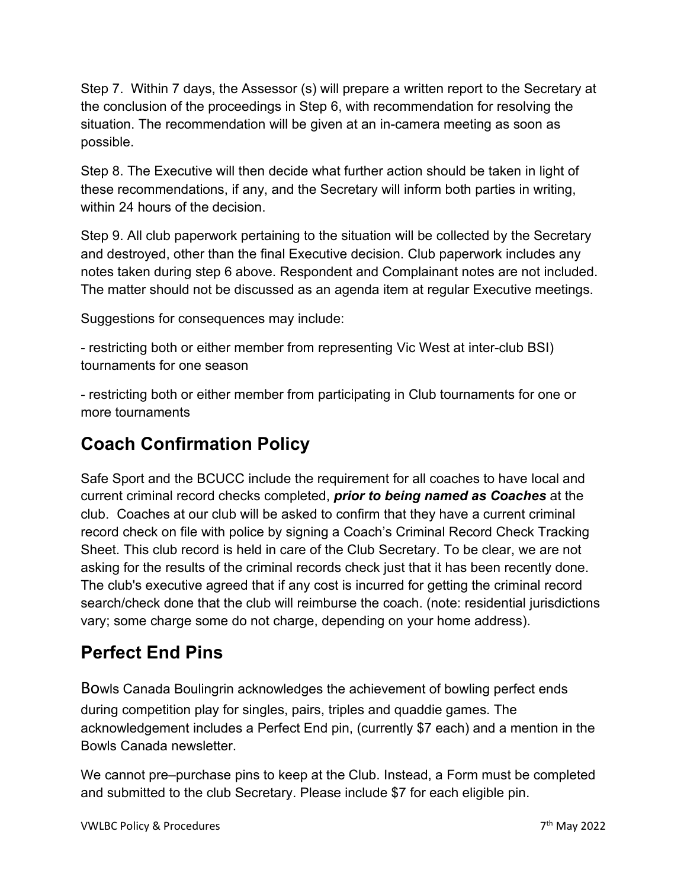Step 7. Within 7 days, the Assessor (s) will prepare a written report to the Secretary at the conclusion of the proceedings in Step 6, with recommendation for resolving the situation. The recommendation will be given at an in-camera meeting as soon as possible.

Step 8. The Executive will then decide what further action should be taken in light of these recommendations, if any, and the Secretary will inform both parties in writing, within 24 hours of the decision.

Step 9. All club paperwork pertaining to the situation will be collected by the Secretary and destroyed, other than the final Executive decision. Club paperwork includes any notes taken during step 6 above. Respondent and Complainant notes are not included. The matter should not be discussed as an agenda item at regular Executive meetings.

Suggestions for consequences may include:

- restricting both or either member from representing Vic West at inter-club BSI) tournaments for one season

- restricting both or either member from participating in Club tournaments for one or more tournaments

## Coach Confirmation Policy

Safe Sport and the BCUCC include the requirement for all coaches to have local and current criminal record checks completed, ***prior to being named as Coaches*** at the club. Coaches at our club will be asked to confirm that they have a current criminal record check on file with police by signing a Coach's Criminal Record Check Tracking Sheet. This club record is held in care of the Club Secretary. To be clear, we are not asking for the results of the criminal records check just that it has been recently done. The club's executive agreed that if any cost is incurred for getting the criminal record search/check done that the club will reimburse the coach. (note: residential jurisdictions vary; some charge some do not charge, depending on your home address).

## Perfect End Pins

Bowls Canada Boulingrin acknowledges the achievement of bowling perfect ends during competition play for singles, pairs, triples and quaddie games. The acknowledgement includes a Perfect End pin, (currently $7 each) and a mention in the Bowls Canada newsletter.

We cannot pre–purchase pins to keep at the Club. Instead, a Form must be completed and submitted to the club Secretary. Please include $7 for each eligible pin.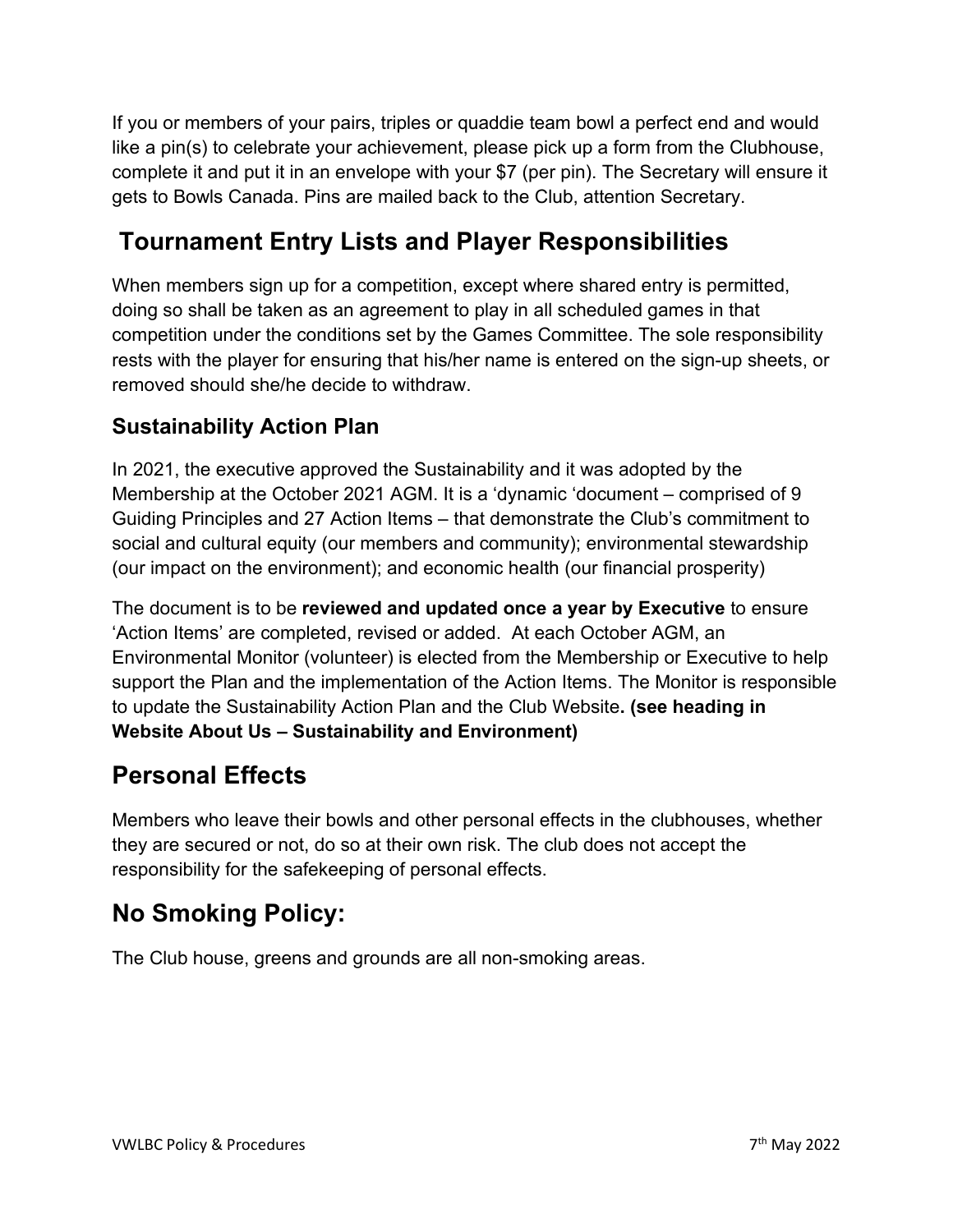If you or members of your pairs, triples or quaddie team bowl a perfect end and would like a pin(s) to celebrate your achievement, please pick up a form from the Clubhouse, complete it and put it in an envelope with your $7 (per pin). The Secretary will ensure it gets to Bowls Canada. Pins are mailed back to the Club, attention Secretary.

## Tournament Entry Lists and Player Responsibilities

When members sign up for a competition, except where shared entry is permitted, doing so shall be taken as an agreement to play in all scheduled games in that competition under the conditions set by the Games Committee. The sole responsibility rests with the player for ensuring that his/her name is entered on the sign-up sheets, or removed should she/he decide to withdraw.

### Sustainability Action Plan

In 2021, the executive approved the Sustainability and it was adopted by the Membership at the October 2021 AGM. It is a 'dynamic 'document – comprised of 9 Guiding Principles and 27 Action Items – that demonstrate the Club's commitment to social and cultural equity (our members and community); environmental stewardship (our impact on the environment); and economic health (our financial prosperity)

The document is to be **reviewed and updated once a year by Executive** to ensure 'Action Items' are completed, revised or added. At each October AGM, an Environmental Monitor (volunteer) is elected from the Membership or Executive to help support the Plan and the implementation of the Action Items. The Monitor is responsible to update the Sustainability Action Plan and the Club Website**. (see heading in Website About Us – Sustainability and Environment)**

## Personal Effects

Members who leave their bowls and other personal effects in the clubhouses, whether they are secured or not, do so at their own risk. The club does not accept the responsibility for the safekeeping of personal effects.

## No Smoking Policy:

The Club house, greens and grounds are all non-smoking areas.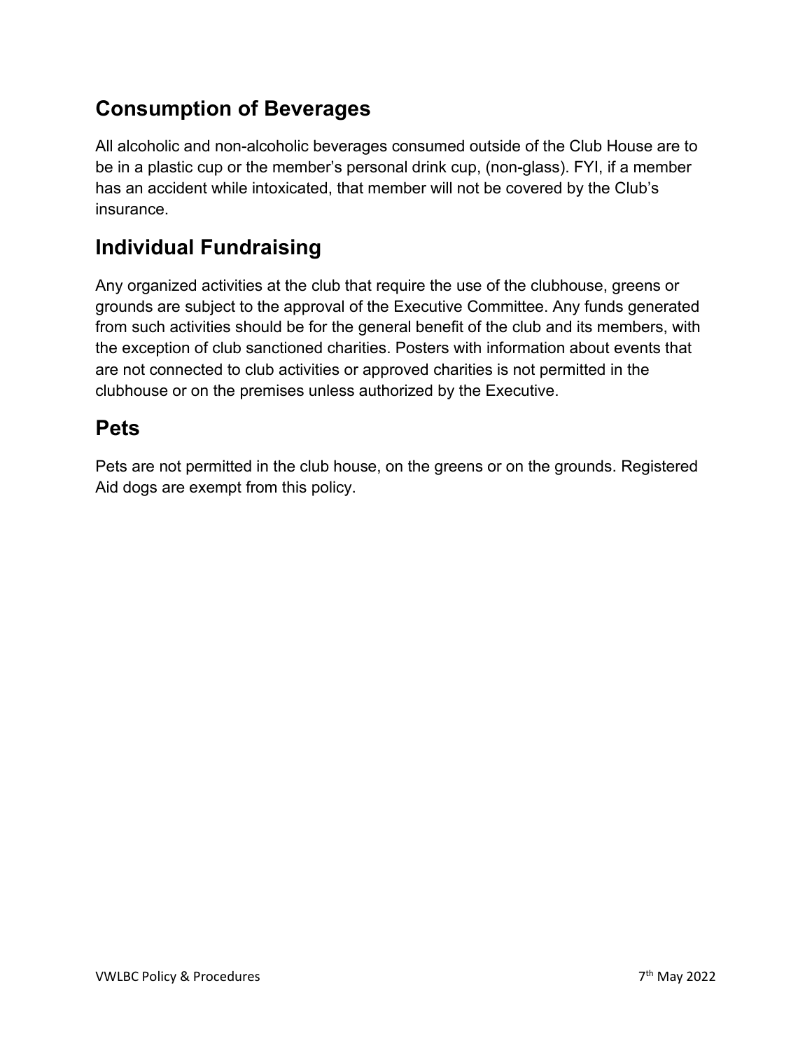## Consumption of Beverages

All alcoholic and non-alcoholic beverages consumed outside of the Club House are to be in a plastic cup or the member's personal drink cup, (non-glass). FYI, if a member has an accident while intoxicated, that member will not be covered by the Club's insurance.

## Individual Fundraising

Any organized activities at the club that require the use of the clubhouse, greens or grounds are subject to the approval of the Executive Committee. Any funds generated from such activities should be for the general benefit of the club and its members, with the exception of club sanctioned charities. Posters with information about events that are not connected to club activities or approved charities is not permitted in the clubhouse or on the premises unless authorized by the Executive.

## Pets

Pets are not permitted in the club house, on the greens or on the grounds. Registered Aid dogs are exempt from this policy.